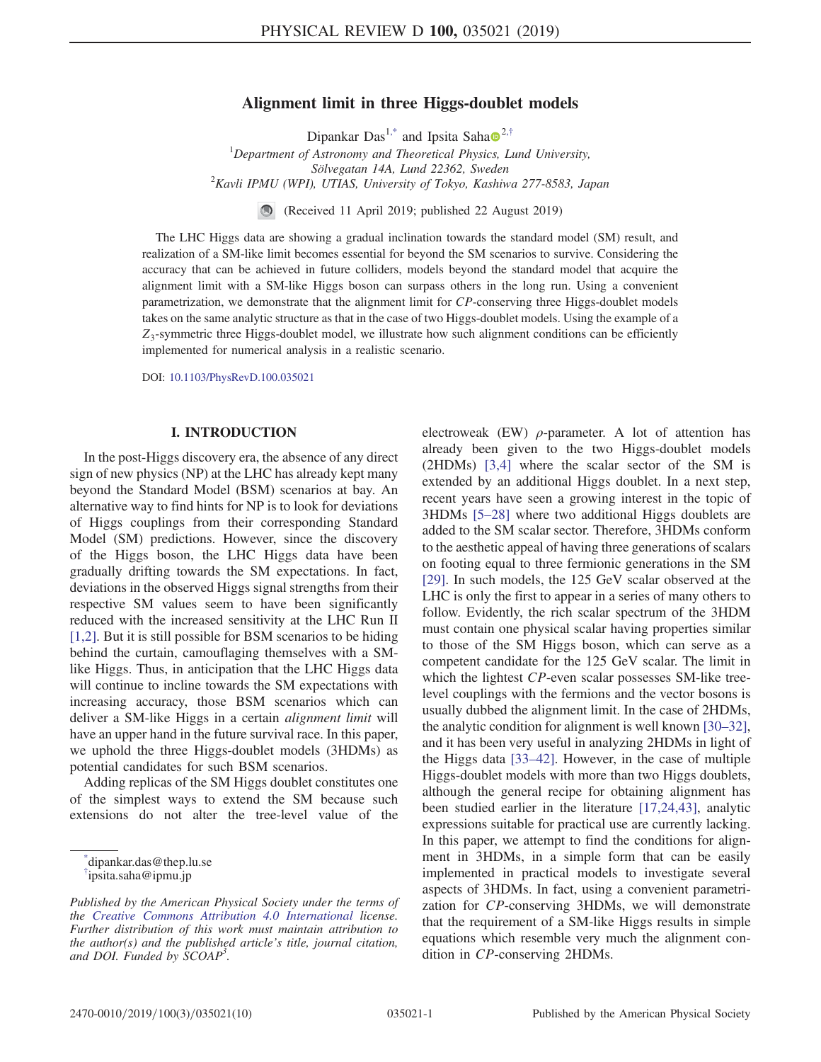# Alignment limit in three Higgs-doublet models

Dipankar Das[1,*] and Ipsita Saha[2,†]

[1]*Department of Astronomy and Theoretical Physics, Lund University, Sölvegatan 14A, Lund 22362, Sweden*
[2]*Kavli IPMU (WPI), UTIAS, University of Tokyo, Kashiwa 277-8583, Japan*

(Received 11 April 2019; published 22 August 2019)

The LHC Higgs data are showing a gradual inclination towards the standard model (SM) result, and realization of a SM-like limit becomes essential for beyond the SM scenarios to survive. Considering the accuracy that can be achieved in future colliders, models beyond the standard model that acquire the alignment limit with a SM-like Higgs boson can surpass others in the long run. Using a convenient parametrization, we demonstrate that the alignment limit for *CP*-conserving three Higgs-doublet models takes on the same analytic structure as that in the case of two Higgs-doublet models. Using the example of a $Z_3$-symmetric three Higgs-doublet model, we illustrate how such alignment conditions can be efficiently implemented for numerical analysis in a realistic scenario.

DOI: 10.1103/PhysRevD.100.035021

## I. INTRODUCTION

In the post-Higgs discovery era, the absence of any direct sign of new physics (NP) at the LHC has already kept many beyond the Standard Model (BSM) scenarios at bay. An alternative way to find hints for NP is to look for deviations of Higgs couplings from their corresponding Standard Model (SM) predictions. However, since the discovery of the Higgs boson, the LHC Higgs data have been gradually drifting towards the SM expectations. In fact, deviations in the observed Higgs signal strengths from their respective SM values seem to have been significantly reduced with the increased sensitivity at the LHC Run II [1,2]. But it is still possible for BSM scenarios to be hiding behind the curtain, camouflaging themselves with a SM-like Higgs. Thus, in anticipation that the LHC Higgs data will continue to incline towards the SM expectations with increasing accuracy, those BSM scenarios which can deliver a SM-like Higgs in a certain *alignment limit* will have an upper hand in the future survival race. In this paper, we uphold the three Higgs-doublet models (3HDMs) as potential candidates for such BSM scenarios.

Adding replicas of the SM Higgs doublet constitutes one of the simplest ways to extend the SM because such extensions do not alter the tree-level value of the electroweak (EW) $\rho$-parameter. A lot of attention has already been given to the two Higgs-doublet models (2HDMs) [3,4] where the scalar sector of the SM is extended by an additional Higgs doublet. In a next step, recent years have seen a growing interest in the topic of 3HDMs [5–28] where two additional Higgs doublets are added to the SM scalar sector. Therefore, 3HDMs conform to the aesthetic appeal of having three generations of scalars on footing equal to three fermionic generations in the SM [29]. In such models, the 125 GeV scalar observed at the LHC is only the first to appear in a series of many others to follow. Evidently, the rich scalar spectrum of the 3HDM must contain one physical scalar having properties similar to those of the SM Higgs boson, which can serve as a competent candidate for the 125 GeV scalar. The limit in which the lightest *CP*-even scalar possesses SM-like tree-level couplings with the fermions and the vector bosons is usually dubbed the alignment limit. In the case of 2HDMs, the analytic condition for alignment is well known [30–32], and it has been very useful in analyzing 2HDMs in light of the Higgs data [33–42]. However, in the case of multiple Higgs-doublet models with more than two Higgs doublets, although the general recipe for obtaining alignment has been studied earlier in the literature [17,24,43], analytic expressions suitable for practical use are currently lacking. In this paper, we attempt to find the conditions for alignment in 3HDMs, in a simple form that can be easily implemented in practical models to investigate several aspects of 3HDMs. In fact, using a convenient parametrization for *CP*-conserving 3HDMs, we will demonstrate that the requirement of a SM-like Higgs results in simple equations which resemble very much the alignment condition in *CP*-conserving 2HDMs.

---

*dipankar.das@thep.lu.se
†ipsita.saha@ipmu.jp

*Published by the American Physical Society under the terms of the Creative Commons Attribution 4.0 International license. Further distribution of this work must maintain attribution to the author(s) and the published article's title, journal citation, and DOI. Funded by SCOAP*[3].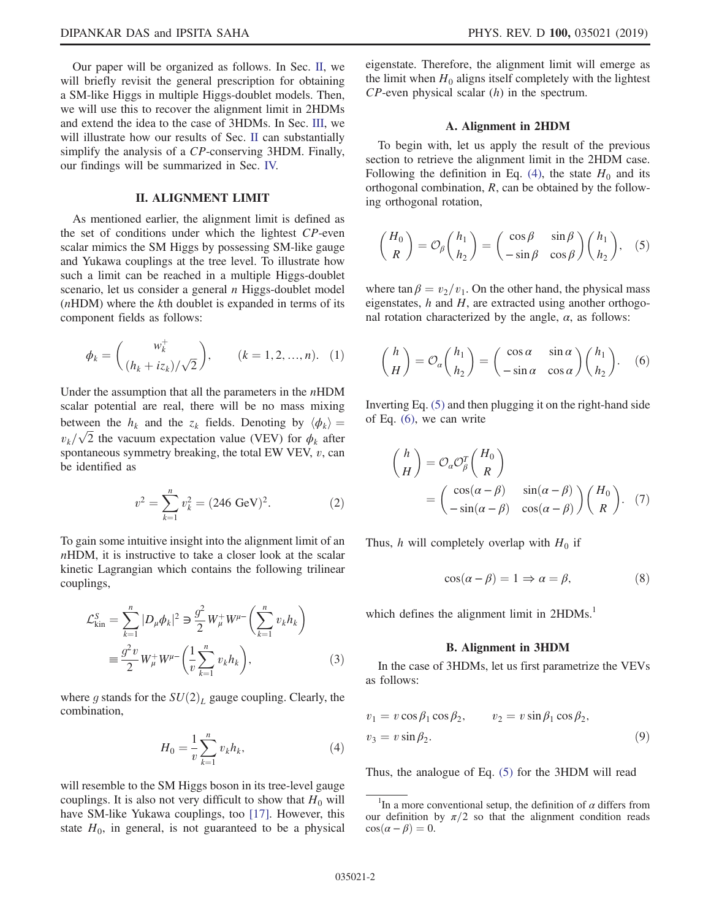Our paper will be organized as follows. In Sec. II, we will briefly revisit the general prescription for obtaining a SM-like Higgs in multiple Higgs-doublet models. Then, we will use this to recover the alignment limit in 2HDMs and extend the idea to the case of 3HDMs. In Sec. III, we will illustrate how our results of Sec. II can substantially simplify the analysis of a $CP$-conserving 3HDM. Finally, our findings will be summarized in Sec. IV.

## II. ALIGNMENT LIMIT

As mentioned earlier, the alignment limit is defined as the set of conditions under which the lightest $CP$-even scalar mimics the SM Higgs by possessing SM-like gauge and Yukawa couplings at the tree level. To illustrate how such a limit can be reached in a multiple Higgs-doublet scenario, let us consider a general $n$ Higgs-doublet model ($n$HDM) where the $k$th doublet is expanded in terms of its component fields as follows:

$$
\phi_k = \begin{pmatrix} w_k^+ \\ (h_k + i z_k)/\sqrt{2} \end{pmatrix}, \qquad (k = 1, 2, \ldots, n). \quad (1)
$$

Under the assumption that all the parameters in the $n$HDM scalar potential are real, there will be no mass mixing between the $h_k$ and the $z_k$ fields. Denoting by $\langle \phi_k \rangle = v_k/\sqrt{2}$ the vacuum expectation value (VEV) for $\phi_k$ after spontaneous symmetry breaking, the total EW VEV, $v$, can be identified as

$$
v^2 = \sum_{k=1}^{n} v_k^2 = (246\ \text{GeV})^2. \quad (2)
$$

To gain some intuitive insight into the alignment limit of an $n$HDM, it is instructive to take a closer look at the scalar kinetic Lagrangian which contains the following trilinear couplings,

$$
\begin{aligned}
\mathcal{L}_{\text{kin}}^S = \sum_{k=1}^{n} |D_\mu \phi_k|^2 &\ni \frac{g^2}{2} W_\mu^+ W^{\mu -} \left( \sum_{k=1}^{n} v_k h_k \right) \\
&\equiv \frac{g^2 v}{2} W_\mu^+ W^{\mu -} \left( \frac{1}{v} \sum_{k=1}^{n} v_k h_k \right),
\end{aligned} \quad (3)
$$

where $g$ stands for the $SU(2)_L$ gauge coupling. Clearly, the combination,

$$
H_0 = \frac{1}{v} \sum_{k=1}^{n} v_k h_k, \quad (4)
$$

will resemble to the SM Higgs boson in its tree-level gauge couplings. It is also not very difficult to show that $H_0$ will have SM-like Yukawa couplings, too [17]. However, this state $H_0$, in general, is not guaranteed to be a physical eigenstate. Therefore, the alignment limit will emerge as the limit when $H_0$ aligns itself completely with the lightest $CP$-even physical scalar ($h$) in the spectrum.

### A. Alignment in 2HDM

To begin with, let us apply the result of the previous section to retrieve the alignment limit in the 2HDM case. Following the definition in Eq. (4), the state $H_0$ and its orthogonal combination, $R$, can be obtained by the following orthogonal rotation,

$$
\begin{pmatrix} H_0 \\ R \end{pmatrix} = \mathcal{O}_\beta \begin{pmatrix} h_1 \\ h_2 \end{pmatrix} = \begin{pmatrix} \cos\beta & \sin\beta \\ -\sin\beta & \cos\beta \end{pmatrix} \begin{pmatrix} h_1 \\ h_2 \end{pmatrix}, \quad (5)
$$

where $\tan\beta = v_2/v_1$. On the other hand, the physical mass eigenstates, $h$ and $H$, are extracted using another orthogonal rotation characterized by the angle, $\alpha$, as follows:

$$
\begin{pmatrix} h \\ H \end{pmatrix} = \mathcal{O}_\alpha \begin{pmatrix} h_1 \\ h_2 \end{pmatrix} = \begin{pmatrix} \cos\alpha & \sin\alpha \\ -\sin\alpha & \cos\alpha \end{pmatrix} \begin{pmatrix} h_1 \\ h_2 \end{pmatrix}. \quad (6)
$$

Inverting Eq. (5) and then plugging it on the right-hand side of Eq. (6), we can write

$$
\begin{aligned}
\begin{pmatrix} h \\ H \end{pmatrix} &= \mathcal{O}_\alpha \mathcal{O}_\beta^T \begin{pmatrix} H_0 \\ R \end{pmatrix} \\
&= \begin{pmatrix} \cos(\alpha - \beta) & \sin(\alpha - \beta) \\ -\sin(\alpha - \beta) & \cos(\alpha - \beta) \end{pmatrix} \begin{pmatrix} H_0 \\ R \end{pmatrix}.
\end{aligned} \quad (7)
$$

Thus, $h$ will completely overlap with $H_0$ if

$$
\cos(\alpha - \beta) = 1 \Rightarrow \alpha = \beta, \quad (8)
$$

which defines the alignment limit in 2HDMs.[1]

### B. Alignment in 3HDM

In the case of 3HDMs, let us first parametrize the VEVs as follows:

$$
\begin{aligned}
v_1 &= v \cos\beta_1 \cos\beta_2, \qquad v_2 = v \sin\beta_1 \cos\beta_2, \\
v_3 &= v \sin\beta_2.
\end{aligned} \quad (9)
$$

Thus, the analogue of Eq. (5) for the 3HDM will read

[1] In a more conventional setup, the definition of $\alpha$ differs from our definition by $\pi/2$ so that the alignment condition reads $\cos(\alpha - \beta) = 0$.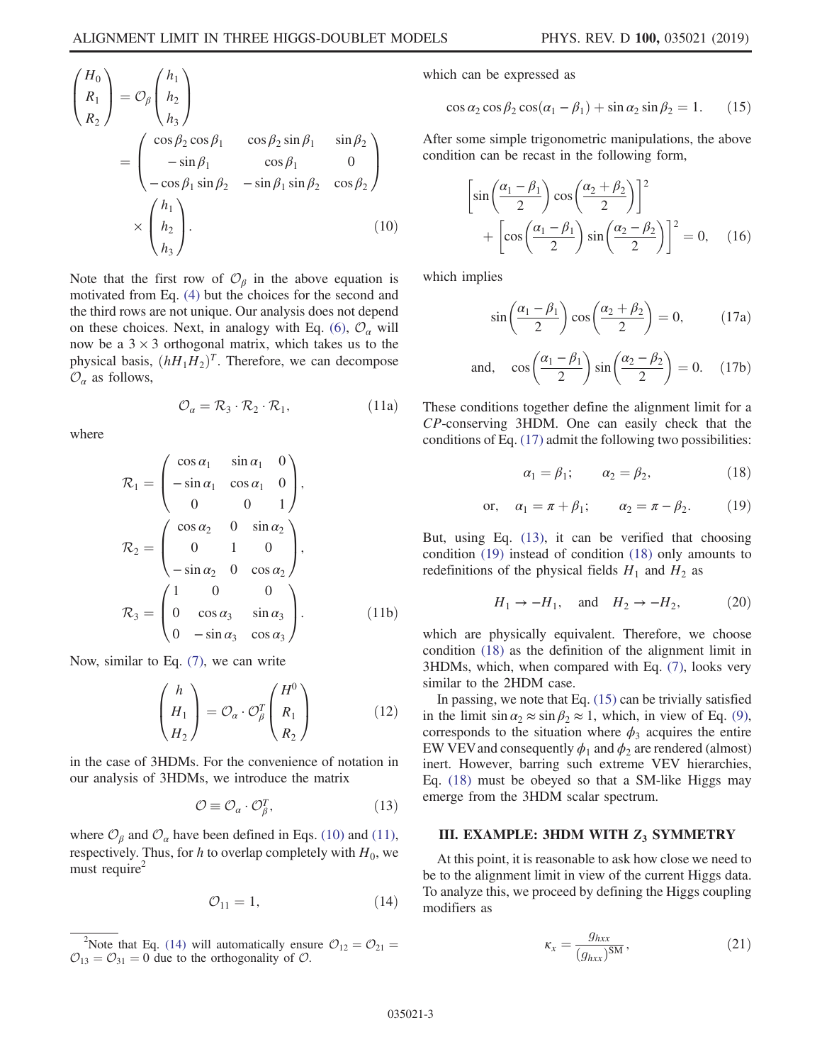$$
\begin{pmatrix} H_0 \\ R_1 \\ R_2 \end{pmatrix} = \mathcal{O}_\beta \begin{pmatrix} h_1 \\ h_2 \\ h_3 \end{pmatrix} = \begin{pmatrix} \cos\beta_2\cos\beta_1 & \cos\beta_2\sin\beta_1 & \sin\beta_2 \\ -\sin\beta_1 & \cos\beta_1 & 0 \\ -\cos\beta_1\sin\beta_2 & -\sin\beta_1\sin\beta_2 & \cos\beta_2 \end{pmatrix} \times \begin{pmatrix} h_1 \\ h_2 \\ h_3 \end{pmatrix}. \tag{10}
$$

Note that the first row of $\mathcal{O}_\beta$ in the above equation is motivated from Eq. (4) but the choices for the second and the third rows are not unique. Our analysis does not depend on these choices. Next, in analogy with Eq. (6), $\mathcal{O}_\alpha$ will now be a $3\times3$ orthogonal matrix, which takes us to the physical basis, $(hH_1H_2)^T$. Therefore, we can decompose $\mathcal{O}_\alpha$ as follows,

$$
\mathcal{O}_\alpha = \mathcal{R}_3 \cdot \mathcal{R}_2 \cdot \mathcal{R}_1, \tag{11a}
$$

where

$$
\mathcal{R}_1 = \begin{pmatrix} \cos\alpha_1 & \sin\alpha_1 & 0 \\ -\sin\alpha_1 & \cos\alpha_1 & 0 \\ 0 & 0 & 1 \end{pmatrix},\quad
\mathcal{R}_2 = \begin{pmatrix} \cos\alpha_2 & 0 & \sin\alpha_2 \\ 0 & 1 & 0 \\ -\sin\alpha_2 & 0 & \cos\alpha_2 \end{pmatrix},\quad
\mathcal{R}_3 = \begin{pmatrix} 1 & 0 & 0 \\ 0 & \cos\alpha_3 & \sin\alpha_3 \\ 0 & -\sin\alpha_3 & \cos\alpha_3 \end{pmatrix}. \tag{11b}
$$

Now, similar to Eq. (7), we can write

$$
\begin{pmatrix} h \\ H_1 \\ H_2 \end{pmatrix} = \mathcal{O}_\alpha \cdot \mathcal{O}_\beta^T \begin{pmatrix} H^0 \\ R_1 \\ R_2 \end{pmatrix} \tag{12}
$$

in the case of 3HDMs. For the convenience of notation in our analysis of 3HDMs, we introduce the matrix

$$
\mathcal{O} \equiv \mathcal{O}_\alpha \cdot \mathcal{O}_\beta^T, \tag{13}
$$

where $\mathcal{O}_\beta$ and $\mathcal{O}_\alpha$ have been defined in Eqs. (10) and (11), respectively. Thus, for $h$ to overlap completely with $H_0$, we must require[2]

$$
\mathcal{O}_{11} = 1, \tag{14}
$$

which can be expressed as

$$
\cos\alpha_2\cos\beta_2\cos(\alpha_1-\beta_1) + \sin\alpha_2\sin\beta_2 = 1. \tag{15}
$$

After some simple trigonometric manipulations, the above condition can be recast in the following form,

$$
\left[\sin\left(\frac{\alpha_1-\beta_1}{2}\right)\cos\left(\frac{\alpha_2+\beta_2}{2}\right)\right]^2 + \left[\cos\left(\frac{\alpha_1-\beta_1}{2}\right)\sin\left(\frac{\alpha_2-\beta_2}{2}\right)\right]^2 = 0, \tag{16}
$$

which implies

$$
\sin\left(\frac{\alpha_1-\beta_1}{2}\right)\cos\left(\frac{\alpha_2+\beta_2}{2}\right) = 0, \tag{17a}
$$

$$
\text{and,}\quad \cos\left(\frac{\alpha_1-\beta_1}{2}\right)\sin\left(\frac{\alpha_2-\beta_2}{2}\right) = 0. \tag{17b}
$$

These conditions together define the alignment limit for a *CP*-conserving 3HDM. One can easily check that the conditions of Eq. (17) admit the following two possibilities:

$$
\alpha_1 = \beta_1; \qquad \alpha_2 = \beta_2, \tag{18}
$$

$$
\text{or,}\quad \alpha_1 = \pi + \beta_1; \qquad \alpha_2 = \pi - \beta_2. \tag{19}
$$

But, using Eq. (13), it can be verified that choosing condition (19) instead of condition (18) only amounts to redefinitions of the physical fields $H_1$ and $H_2$ as

$$
H_1 \to -H_1, \quad \text{and} \quad H_2 \to -H_2, \tag{20}
$$

which are physically equivalent. Therefore, we choose condition (18) as the definition of the alignment limit in 3HDMs, which, when compared with Eq. (7), looks very similar to the 2HDM case.

In passing, we note that Eq. (15) can be trivially satisfied in the limit $\sin\alpha_2 \approx \sin\beta_2 \approx 1$, which, in view of Eq. (9), corresponds to the situation where $\phi_3$ acquires the entire EW VEV and consequently $\phi_1$ and $\phi_2$ are rendered (almost) inert. However, barring such extreme VEV hierarchies, Eq. (18) must be obeyed so that a SM-like Higgs may emerge from the 3HDM scalar spectrum.

## III. EXAMPLE: 3HDM WITH $Z_3$ SYMMETRY

At this point, it is reasonable to ask how close we need to be to the alignment limit in view of the current Higgs data. To analyze this, we proceed by defining the Higgs coupling modifiers as

$$
\kappa_x = \frac{g_{hxx}}{(g_{hxx})^{\rm SM}}, \tag{21}
$$

[2] Note that Eq. (14) will automatically ensure $\mathcal{O}_{12} = \mathcal{O}_{21} = \mathcal{O}_{13} = \mathcal{O}_{31} = 0$ due to the orthogonality of $\mathcal{O}$.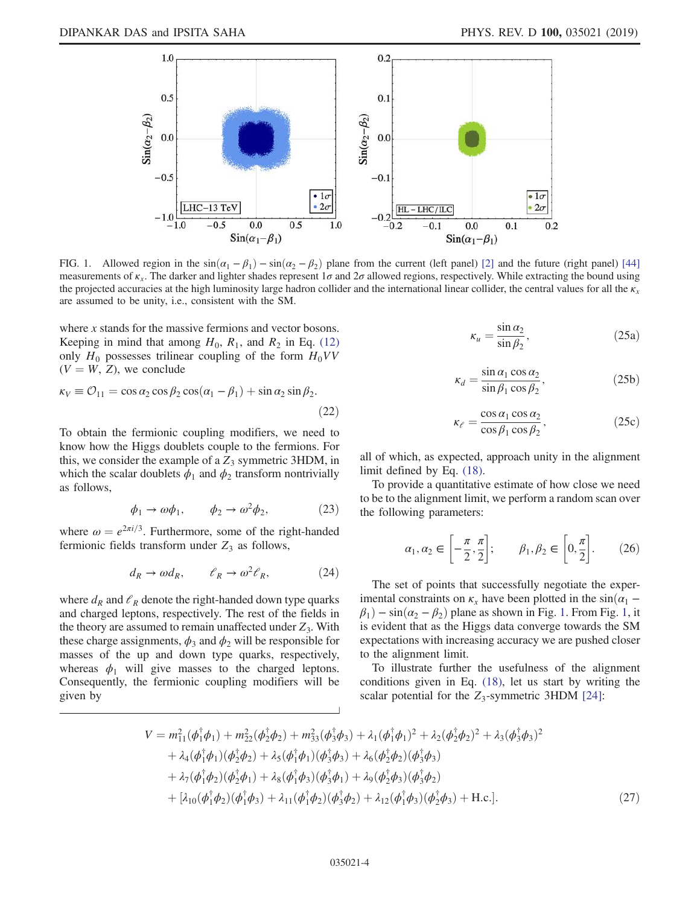FIG. 1. Allowed region in the $\sin(\alpha_1-\beta_1)-\sin(\alpha_2-\beta_2)$ plane from the current (left panel) [2] and the future (right panel) [44] measurements of $\kappa_x$. The darker and lighter shades represent $1\sigma$ and $2\sigma$ allowed regions, respectively. While extracting the bound using the projected accuracies at the high luminosity large hadron collider and the international linear collider, the central values for all the $\kappa_x$ are assumed to be unity, i.e., consistent with the SM.

where $x$ stands for the massive fermions and vector bosons. Keeping in mind that among $H_0$, $R_1$, and $R_2$ in Eq. (12) only $H_0$ possesses trilinear coupling of the form $H_0VV$ ($V=W$, $Z$), we conclude

$$\kappa_V \equiv \mathcal{O}_{11} = \cos\alpha_2\cos\beta_2\cos(\alpha_1-\beta_1) + \sin\alpha_2\sin\beta_2. \tag{22}$$

To obtain the fermionic coupling modifiers, we need to know how the Higgs doublets couple to the fermions. For this, we consider the example of a $Z_3$ symmetric 3HDM, in which the scalar doublets $\phi_1$ and $\phi_2$ transform nontrivially as follows,

$$\phi_1 \to \omega\phi_1, \qquad \phi_2 \to \omega^2\phi_2, \tag{23}$$

where $\omega = e^{2\pi i/3}$. Furthermore, some of the right-handed fermionic fields transform under $Z_3$ as follows,

$$d_R \to \omega d_R, \qquad \ell_R \to \omega^2 \ell_R, \tag{24}$$

where $d_R$ and $\ell_R$ denote the right-handed down type quarks and charged leptons, respectively. The rest of the fields in the theory are assumed to remain unaffected under $Z_3$. With these charge assignments, $\phi_3$ and $\phi_2$ will be responsible for masses of the up and down type quarks, respectively, whereas $\phi_1$ will give masses to the charged leptons. Consequently, the fermionic coupling modifiers will be given by

$$\kappa_u = \frac{\sin\alpha_2}{\sin\beta_2}, \tag{25a}$$

$$\kappa_d = \frac{\sin\alpha_1\cos\alpha_2}{\sin\beta_1\cos\beta_2}, \tag{25b}$$

$$\kappa_\ell = \frac{\cos\alpha_1\cos\alpha_2}{\cos\beta_1\cos\beta_2}, \tag{25c}$$

all of which, as expected, approach unity in the alignment limit defined by Eq. (18).

To provide a quantitative estimate of how close we need to be to the alignment limit, we perform a random scan over the following parameters:

$$\alpha_1, \alpha_2 \in \left[-\frac{\pi}{2}, \frac{\pi}{2}\right]; \qquad \beta_1, \beta_2 \in \left[0, \frac{\pi}{2}\right]. \tag{26}$$

The set of points that successfully negotiate the experimental constraints on $\kappa_x$ have been plotted in the $\sin(\alpha_1-\beta_1)-\sin(\alpha_2-\beta_2)$ plane as shown in Fig. 1. From Fig. 1, it is evident that as the Higgs data converge towards the SM expectations with increasing accuracy we are pushed closer to the alignment limit.

To illustrate further the usefulness of the alignment conditions given in Eq. (18), let us start by writing the scalar potential for the $Z_3$-symmetric 3HDM [24]:

$$\begin{aligned}
V ={}& m_{11}^2(\phi_1^\dagger\phi_1) + m_{22}^2(\phi_2^\dagger\phi_2) + m_{33}^2(\phi_3^\dagger\phi_3) + \lambda_1(\phi_1^\dagger\phi_1)^2 + \lambda_2(\phi_2^\dagger\phi_2)^2 + \lambda_3(\phi_3^\dagger\phi_3)^2 \\
&+ \lambda_4(\phi_1^\dagger\phi_1)(\phi_2^\dagger\phi_2) + \lambda_5(\phi_1^\dagger\phi_1)(\phi_3^\dagger\phi_3) + \lambda_6(\phi_2^\dagger\phi_2)(\phi_3^\dagger\phi_3) \\
&+ \lambda_7(\phi_1^\dagger\phi_2)(\phi_2^\dagger\phi_1) + \lambda_8(\phi_1^\dagger\phi_3)(\phi_3^\dagger\phi_1) + \lambda_9(\phi_2^\dagger\phi_3)(\phi_3^\dagger\phi_2) \\
&+ [\lambda_{10}(\phi_1^\dagger\phi_2)(\phi_1^\dagger\phi_3) + \lambda_{11}(\phi_1^\dagger\phi_2)(\phi_3^\dagger\phi_2) + \lambda_{12}(\phi_1^\dagger\phi_3)(\phi_2^\dagger\phi_3) + \text{H.c.}].
\end{aligned} \tag{27}$$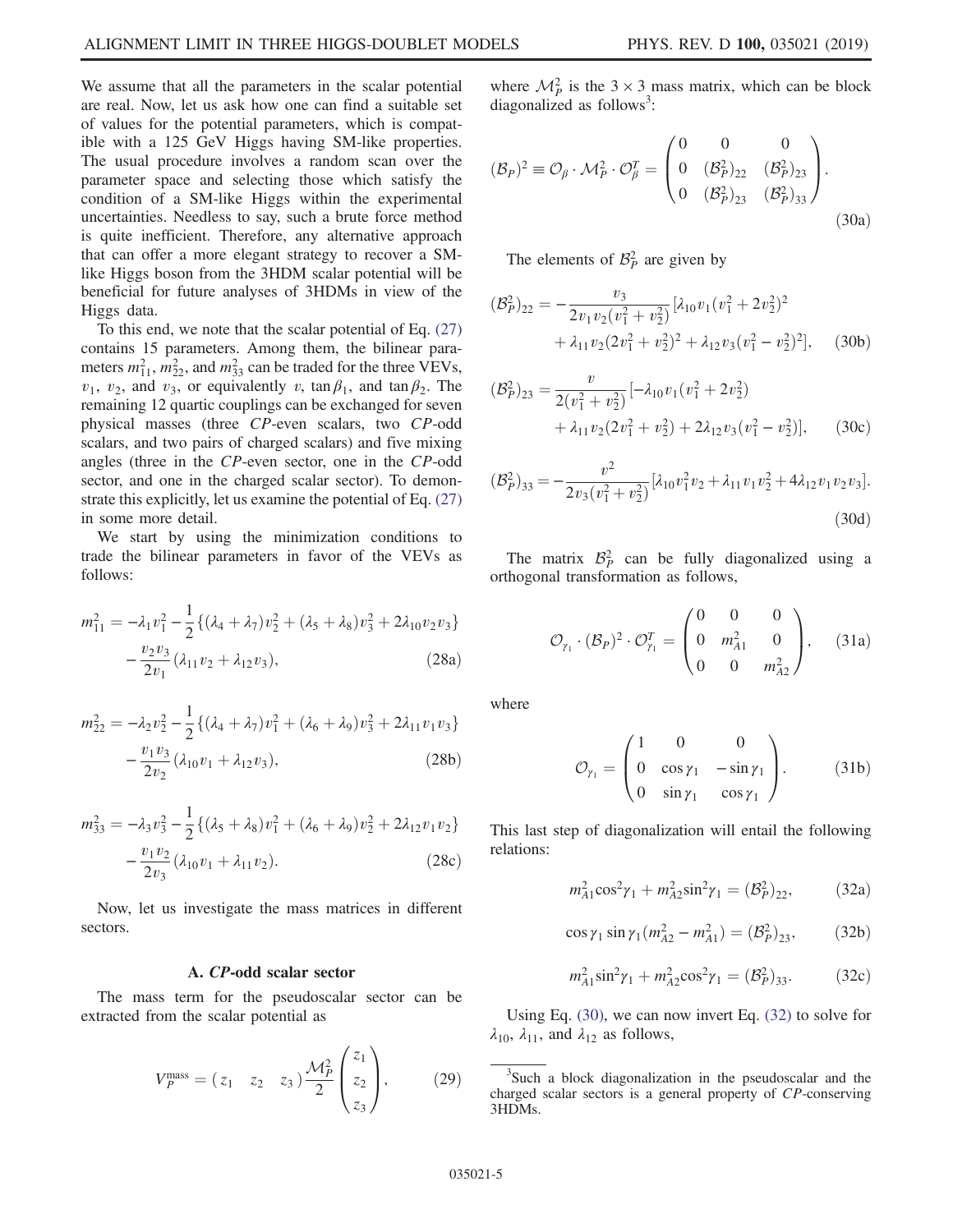We assume that all the parameters in the scalar potential are real. Now, let us ask how one can find a suitable set of values for the potential parameters, which is compatible with a 125 GeV Higgs having SM-like properties. The usual procedure involves a random scan over the parameter space and selecting those which satisfy the condition of a SM-like Higgs within the experimental uncertainties. Needless to say, such a brute force method is quite inefficient. Therefore, any alternative approach that can offer a more elegant strategy to recover a SM-like Higgs boson from the 3HDM scalar potential will be beneficial for future analyses of 3HDMs in view of the Higgs data.

To this end, we note that the scalar potential of Eq. (27) contains 15 parameters. Among them, the bilinear parameters $m_{11}^2$, $m_{22}^2$, and $m_{33}^2$ can be traded for the three VEVs, $v_1$, $v_2$, and $v_3$, or equivalently $v$, $\tan\beta_1$, and $\tan\beta_2$. The remaining 12 quartic couplings can be exchanged for seven physical masses (three *CP*-even scalars, two *CP*-odd scalars, and two pairs of charged scalars) and five mixing angles (three in the *CP*-even sector, one in the *CP*-odd sector, and one in the charged scalar sector). To demonstrate this explicitly, let us examine the potential of Eq. (27) in some more detail.

We start by using the minimization conditions to trade the bilinear parameters in favor of the VEVs as follows:

$$m_{11}^2 = -\lambda_1 v_1^2 - \frac{1}{2}\{(\lambda_4+\lambda_7)v_2^2 + (\lambda_5+\lambda_8)v_3^2 + 2\lambda_{10}v_2 v_3\} - \frac{v_2 v_3}{2v_1}(\lambda_{11}v_2 + \lambda_{12}v_3), \tag{28a}$$

$$m_{22}^2 = -\lambda_2 v_2^2 - \frac{1}{2}\{(\lambda_4+\lambda_7)v_1^2 + (\lambda_6+\lambda_9)v_3^2 + 2\lambda_{11}v_1 v_3\} - \frac{v_1 v_3}{2v_2}(\lambda_{10}v_1 + \lambda_{12}v_3), \tag{28b}$$

$$m_{33}^2 = -\lambda_3 v_3^2 - \frac{1}{2}\{(\lambda_5+\lambda_8)v_1^2 + (\lambda_6+\lambda_9)v_2^2 + 2\lambda_{12}v_1 v_2\} - \frac{v_1 v_2}{2v_3}(\lambda_{10}v_1 + \lambda_{11}v_2). \tag{28c}$$

Now, let us investigate the mass matrices in different sectors.

### A. *CP*-odd scalar sector

The mass term for the pseudoscalar sector can be extracted from the scalar potential as

$$V_P^{\rm mass} = \begin{pmatrix} z_1 & z_2 & z_3 \end{pmatrix} \frac{\mathcal{M}_P^2}{2} \begin{pmatrix} z_1 \\ z_2 \\ z_3 \end{pmatrix}, \tag{29}$$

where $\mathcal{M}_P^2$ is the $3\times 3$ mass matrix, which can be block diagonalized as follows[3]:

$$(\mathcal{B}_P)^2 \equiv \mathcal{O}_\beta \cdot \mathcal{M}_P^2 \cdot \mathcal{O}_\beta^T = \begin{pmatrix} 0 & 0 & 0 \\ 0 & (\mathcal{B}_P^2)_{22} & (\mathcal{B}_P^2)_{23} \\ 0 & (\mathcal{B}_P^2)_{23} & (\mathcal{B}_P^2)_{33} \end{pmatrix}. \tag{30a}$$

The elements of $\mathcal{B}_P^2$ are given by

$$(\mathcal{B}_P^2)_{22} = -\frac{v_3}{2v_1 v_2(v_1^2+v_2^2)}[\lambda_{10}v_1(v_1^2+2v_2^2)^2 + \lambda_{11}v_2(2v_1^2+v_2^2)^2 + \lambda_{12}v_3(v_1^2-v_2^2)^2], \tag{30b}$$

$$(\mathcal{B}_P^2)_{23} = \frac{v}{2(v_1^2+v_2^2)}[-\lambda_{10}v_1(v_1^2+2v_2^2) + \lambda_{11}v_2(2v_1^2+v_2^2) + 2\lambda_{12}v_3(v_1^2-v_2^2)], \tag{30c}$$

$$(\mathcal{B}_P^2)_{33} = -\frac{v^2}{2v_3(v_1^2+v_2^2)}[\lambda_{10}v_1^2 v_2 + \lambda_{11}v_1 v_2^2 + 4\lambda_{12}v_1 v_2 v_3]. \tag{30d}$$

The matrix $\mathcal{B}_P^2$ can be fully diagonalized using a orthogonal transformation as follows,

$$\mathcal{O}_{\gamma_1} \cdot (\mathcal{B}_P)^2 \cdot \mathcal{O}_{\gamma_1}^T = \begin{pmatrix} 0 & 0 & 0 \\ 0 & m_{A1}^2 & 0 \\ 0 & 0 & m_{A2}^2 \end{pmatrix}, \tag{31a}$$

where

$$\mathcal{O}_{\gamma_1} = \begin{pmatrix} 1 & 0 & 0 \\ 0 & \cos\gamma_1 & -\sin\gamma_1 \\ 0 & \sin\gamma_1 & \cos\gamma_1 \end{pmatrix}. \tag{31b}$$

This last step of diagonalization will entail the following relations:

$$m_{A1}^2\cos^2\gamma_1 + m_{A2}^2\sin^2\gamma_1 = (\mathcal{B}_P^2)_{22}, \tag{32a}$$

$$\cos\gamma_1\sin\gamma_1(m_{A2}^2 - m_{A1}^2) = (\mathcal{B}_P^2)_{23}, \tag{32b}$$

$$m_{A1}^2\sin^2\gamma_1 + m_{A2}^2\cos^2\gamma_1 = (\mathcal{B}_P^2)_{33}. \tag{32c}$$

Using Eq. (30), we can now invert Eq. (32) to solve for $\lambda_{10}$, $\lambda_{11}$, and $\lambda_{12}$ as follows,

[3] Such a block diagonalization in the pseudoscalar and the charged scalar sectors is a general property of *CP*-conserving 3HDMs.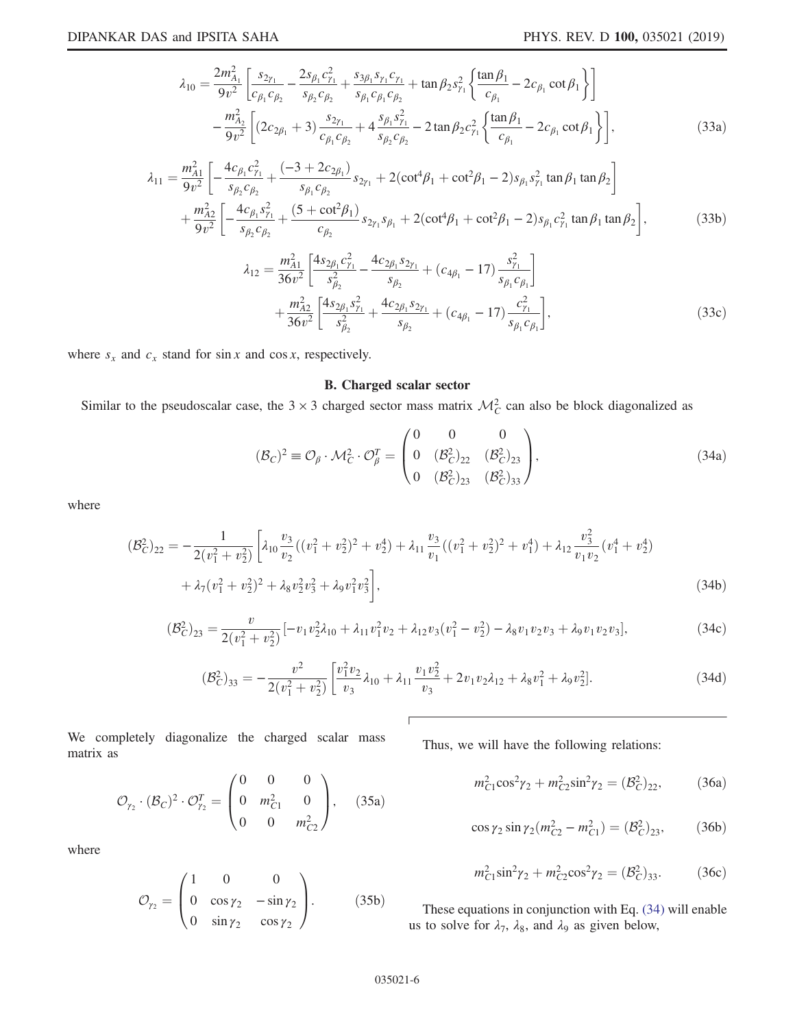$$\lambda_{10} = \frac{2m_{A_1}^2}{9v^2}\left[\frac{s_{2\gamma_1}}{c_{\beta_1}c_{\beta_2}} - \frac{2s_{\beta_1}c_{\gamma_1}^2}{s_{\beta_2}c_{\beta_2}} + \frac{s_{3\beta_1}s_{\gamma_1}c_{\gamma_1}}{s_{\beta_1}c_{\beta_1}c_{\beta_2}} + \tan\beta_2 s_{\gamma_1}^2\left\{\frac{\tan\beta_1}{c_{\beta_1}} - 2c_{\beta_1}\cot\beta_1\right\}\right]$$
$$- \frac{m_{A_2}^2}{9v^2}\left[(2c_{2\beta_1}+3)\frac{s_{2\gamma_1}}{c_{\beta_1}c_{\beta_2}} + 4\frac{s_{\beta_1}s_{\gamma_1}^2}{s_{\beta_2}c_{\beta_2}} - 2\tan\beta_2 c_{\gamma_1}^2\left\{\frac{\tan\beta_1}{c_{\beta_1}} - 2c_{\beta_1}\cot\beta_1\right\}\right], \tag{33a}$$

$$\lambda_{11} = \frac{m_{A1}^2}{9v^2}\left[-\frac{4c_{\beta_1}c_{\gamma_1}^2}{s_{\beta_2}c_{\beta_2}} + \frac{(-3+2c_{2\beta_1})}{s_{\beta_1}c_{\beta_2}}s_{2\gamma_1} + 2(\cot^4\beta_1 + \cot^2\beta_1 - 2)s_{\beta_1}s_{\gamma_1}^2\tan\beta_1\tan\beta_2\right]$$
$$+ \frac{m_{A2}^2}{9v^2}\left[-\frac{4c_{\beta_1}s_{\gamma_1}^2}{s_{\beta_2}c_{\beta_2}} + \frac{(5+\cot^2\beta_1)}{c_{\beta_2}}s_{2\gamma_1}s_{\beta_1} + 2(\cot^4\beta_1 + \cot^2\beta_1 - 2)s_{\beta_1}c_{\gamma_1}^2\tan\beta_1\tan\beta_2\right], \tag{33b}$$

$$\lambda_{12} = \frac{m_{A1}^2}{36v^2}\left[\frac{4s_{2\beta_1}c_{\gamma_1}^2}{s_{\beta_2}^2} - \frac{4c_{2\beta_1}s_{2\gamma_1}}{s_{\beta_2}} + (c_{4\beta_1}-17)\frac{s_{\gamma_1}^2}{s_{\beta_1}c_{\beta_1}}\right]$$
$$+ \frac{m_{A2}^2}{36v^2}\left[\frac{4s_{2\beta_1}s_{\gamma_1}^2}{s_{\beta_2}^2} + \frac{4c_{2\beta_1}s_{2\gamma_1}}{s_{\beta_2}} + (c_{4\beta_1}-17)\frac{c_{\gamma_1}^2}{s_{\beta_1}c_{\beta_1}}\right], \tag{33c}$$

where $s_x$ and $c_x$ stand for $\sin x$ and $\cos x$, respectively.

### B. Charged scalar sector

Similar to the pseudoscalar case, the $3\times 3$ charged sector mass matrix $\mathcal{M}_C^2$ can also be block diagonalized as

$$(\mathcal{B}_C)^2 \equiv \mathcal{O}_\beta \cdot \mathcal{M}_C^2 \cdot \mathcal{O}_\beta^T = \begin{pmatrix} 0 & 0 & 0 \\ 0 & (\mathcal{B}_C^2)_{22} & (\mathcal{B}_C^2)_{23} \\ 0 & (\mathcal{B}_C^2)_{23} & (\mathcal{B}_C^2)_{33} \end{pmatrix}, \tag{34a}$$

where

$$(\mathcal{B}_C^2)_{22} = -\frac{1}{2(v_1^2+v_2^2)}\left[\lambda_{10}\frac{v_3}{v_2}((v_1^2+v_2^2)^2+v_2^4) + \lambda_{11}\frac{v_3}{v_1}((v_1^2+v_2^2)^2+v_1^4) + \lambda_{12}\frac{v_3^2}{v_1v_2}(v_1^4+v_2^4)\right.$$
$$\left. + \lambda_7(v_1^2+v_2^2)^2 + \lambda_8 v_2^2v_3^2 + \lambda_9 v_1^2v_3^2\right], \tag{34b}$$

$$(\mathcal{B}_C^2)_{23} = \frac{v}{2(v_1^2+v_2^2)}[-v_1v_2^2\lambda_{10} + \lambda_{11}v_1^2v_2 + \lambda_{12}v_3(v_1^2-v_2^2) - \lambda_8 v_1v_2v_3 + \lambda_9 v_1v_2v_3], \tag{34c}$$

$$(\mathcal{B}_C^2)_{33} = -\frac{v^2}{2(v_1^2+v_2^2)}\left[\frac{v_1^2v_2}{v_3}\lambda_{10} + \lambda_{11}\frac{v_1v_2^2}{v_3} + 2v_1v_2\lambda_{12} + \lambda_8v_1^2 + \lambda_9v_2^2\right]. \tag{34d}$$

We completely diagonalize the charged scalar mass matrix as

$$\mathcal{O}_{\gamma_2}\cdot(\mathcal{B}_C)^2\cdot\mathcal{O}_{\gamma_2}^T = \begin{pmatrix} 0 & 0 & 0 \\ 0 & m_{C1}^2 & 0 \\ 0 & 0 & m_{C2}^2 \end{pmatrix}, \tag{35a}$$

where

$$\mathcal{O}_{\gamma_2} = \begin{pmatrix} 1 & 0 & 0 \\ 0 & \cos\gamma_2 & -\sin\gamma_2 \\ 0 & \sin\gamma_2 & \cos\gamma_2 \end{pmatrix}. \tag{35b}$$

Thus, we will have the following relations:

$$m_{C1}^2\cos^2\gamma_2 + m_{C2}^2\sin^2\gamma_2 = (\mathcal{B}_C^2)_{22}, \tag{36a}$$

$$\cos\gamma_2\sin\gamma_2(m_{C2}^2 - m_{C1}^2) = (\mathcal{B}_C^2)_{23}, \tag{36b}$$

$$m_{C1}^2\sin^2\gamma_2 + m_{C2}^2\cos^2\gamma_2 = (\mathcal{B}_C^2)_{33}. \tag{36c}$$

These equations in conjunction with Eq. (34) will enable us to solve for $\lambda_7$, $\lambda_8$, and $\lambda_9$ as given below,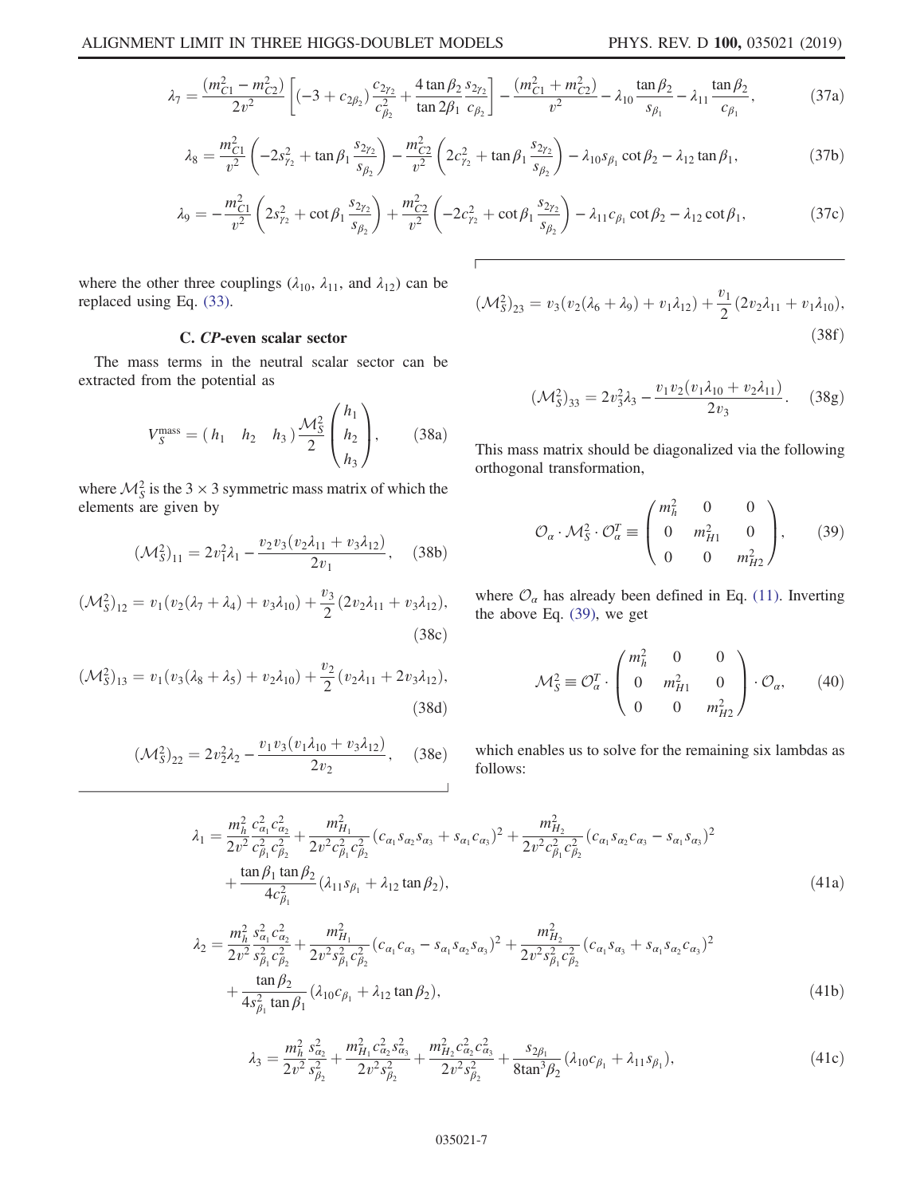$$\lambda_7 = \frac{(m_{C1}^2 - m_{C2}^2)}{2v^2}\left[(-3 + c_{2\beta_2})\frac{c_{2\gamma_2}}{c_{\beta_2}^2} + \frac{4\tan\beta_2}{\tan 2\beta_1}\frac{s_{2\gamma_2}}{c_{\beta_2}}\right] - \frac{(m_{C1}^2 + m_{C2}^2)}{v^2} - \lambda_{10}\frac{\tan\beta_2}{s_{\beta_1}} - \lambda_{11}\frac{\tan\beta_2}{c_{\beta_1}}, \tag{37a}$$

$$\lambda_8 = \frac{m_{C1}^2}{v^2}\left(-2s_{\gamma_2}^2 + \tan\beta_1\frac{s_{2\gamma_2}}{s_{\beta_2}}\right) - \frac{m_{C2}^2}{v^2}\left(2c_{\gamma_2}^2 + \tan\beta_1\frac{s_{2\gamma_2}}{s_{\beta_2}}\right) - \lambda_{10}s_{\beta_1}\cot\beta_2 - \lambda_{12}\tan\beta_1, \tag{37b}$$

$$\lambda_9 = -\frac{m_{C1}^2}{v^2}\left(2s_{\gamma_2}^2 + \cot\beta_1\frac{s_{2\gamma_2}}{s_{\beta_2}}\right) + \frac{m_{C2}^2}{v^2}\left(-2c_{\gamma_2}^2 + \cot\beta_1\frac{s_{2\gamma_2}}{s_{\beta_2}}\right) - \lambda_{11}c_{\beta_1}\cot\beta_2 - \lambda_{12}\cot\beta_1, \tag{37c}$$

where the other three couplings ($\lambda_{10}$, $\lambda_{11}$, and $\lambda_{12}$) can be replaced using Eq. (33).

### C. CP-even scalar sector

The mass terms in the neutral scalar sector can be extracted from the potential as

$$V_S^{\text{mass}} = \begin{pmatrix} h_1 & h_2 & h_3 \end{pmatrix}\frac{\mathcal{M}_S^2}{2}\begin{pmatrix} h_1 \\ h_2 \\ h_3 \end{pmatrix}, \tag{38a}$$

where $\mathcal{M}_S^2$ is the $3\times 3$ symmetric mass matrix of which the elements are given by

$$(\mathcal{M}_S^2)_{11} = 2v_1^2\lambda_1 - \frac{v_2 v_3(v_2\lambda_{11} + v_3\lambda_{12})}{2v_1}, \tag{38b}$$

$$(\mathcal{M}_S^2)_{12} = v_1(v_2(\lambda_7 + \lambda_4) + v_3\lambda_{10}) + \frac{v_3}{2}(2v_2\lambda_{11} + v_3\lambda_{12}), \tag{38c}$$

$$(\mathcal{M}_S^2)_{13} = v_1(v_3(\lambda_8 + \lambda_5) + v_2\lambda_{10}) + \frac{v_2}{2}(v_2\lambda_{11} + 2v_3\lambda_{12}), \tag{38d}$$

$$(\mathcal{M}_S^2)_{22} = 2v_2^2\lambda_2 - \frac{v_1 v_3(v_1\lambda_{10} + v_3\lambda_{12})}{2v_2}, \tag{38e}$$

$$(\mathcal{M}_S^2)_{23} = v_3(v_2(\lambda_6 + \lambda_9) + v_1\lambda_{12}) + \frac{v_1}{2}(2v_2\lambda_{11} + v_1\lambda_{10}), \tag{38f}$$

$$(\mathcal{M}_S^2)_{33} = 2v_3^2\lambda_3 - \frac{v_1 v_2(v_1\lambda_{10} + v_2\lambda_{11})}{2v_3}. \tag{38g}$$

This mass matrix should be diagonalized via the following orthogonal transformation,

$$\mathcal{O}_\alpha \cdot \mathcal{M}_S^2 \cdot \mathcal{O}_\alpha^T \equiv \begin{pmatrix} m_h^2 & 0 & 0 \\ 0 & m_{H1}^2 & 0 \\ 0 & 0 & m_{H2}^2 \end{pmatrix}, \tag{39}$$

where $\mathcal{O}_\alpha$ has already been defined in Eq. (11). Inverting the above Eq. (39), we get

$$\mathcal{M}_S^2 \equiv \mathcal{O}_\alpha^T \cdot \begin{pmatrix} m_h^2 & 0 & 0 \\ 0 & m_{H1}^2 & 0 \\ 0 & 0 & m_{H2}^2 \end{pmatrix} \cdot \mathcal{O}_\alpha, \tag{40}$$

which enables us to solve for the remaining six lambdas as follows:

$$\lambda_1 = \frac{m_h^2}{2v^2}\frac{c_{\alpha_1}^2 c_{\alpha_2}^2}{c_{\beta_1}^2 c_{\beta_2}^2} + \frac{m_{H_1}^2}{2v^2 c_{\beta_1}^2 c_{\beta_2}^2}(c_{\alpha_1}s_{\alpha_2}s_{\alpha_3} + s_{\alpha_1}c_{\alpha_3})^2 + \frac{m_{H_2}^2}{2v^2 c_{\beta_1}^2 c_{\beta_2}^2}(c_{\alpha_1}s_{\alpha_2}c_{\alpha_3} - s_{\alpha_1}s_{\alpha_3})^2 + \frac{\tan\beta_1\tan\beta_2}{4c_{\beta_1}^2}(\lambda_{11}s_{\beta_1} + \lambda_{12}\tan\beta_2), \tag{41a}$$

$$\lambda_2 = \frac{m_h^2}{2v^2}\frac{s_{\alpha_1}^2 c_{\alpha_2}^2}{s_{\beta_1}^2 c_{\beta_2}^2} + \frac{m_{H_1}^2}{2v^2 s_{\beta_1}^2 c_{\beta_2}^2}(c_{\alpha_1}c_{\alpha_3} - s_{\alpha_1}s_{\alpha_2}s_{\alpha_3})^2 + \frac{m_{H_2}^2}{2v^2 s_{\beta_1}^2 c_{\beta_2}^2}(c_{\alpha_1}s_{\alpha_3} + s_{\alpha_1}s_{\alpha_2}c_{\alpha_3})^2 + \frac{\tan\beta_2}{4s_{\beta_1}^2\tan\beta_1}(\lambda_{10}c_{\beta_1} + \lambda_{12}\tan\beta_2), \tag{41b}$$

$$\lambda_3 = \frac{m_h^2}{2v^2}\frac{s_{\alpha_2}^2}{s_{\beta_2}^2} + \frac{m_{H_1}^2 c_{\alpha_2}^2 s_{\alpha_3}^2}{2v^2 s_{\beta_2}^2} + \frac{m_{H_2}^2 c_{\alpha_2}^2 c_{\alpha_3}^2}{2v^2 s_{\beta_2}^2} + \frac{s_{2\beta_1}}{8\tan^3\beta_2}(\lambda_{10}c_{\beta_1} + \lambda_{11}s_{\beta_1}), \tag{41c}$$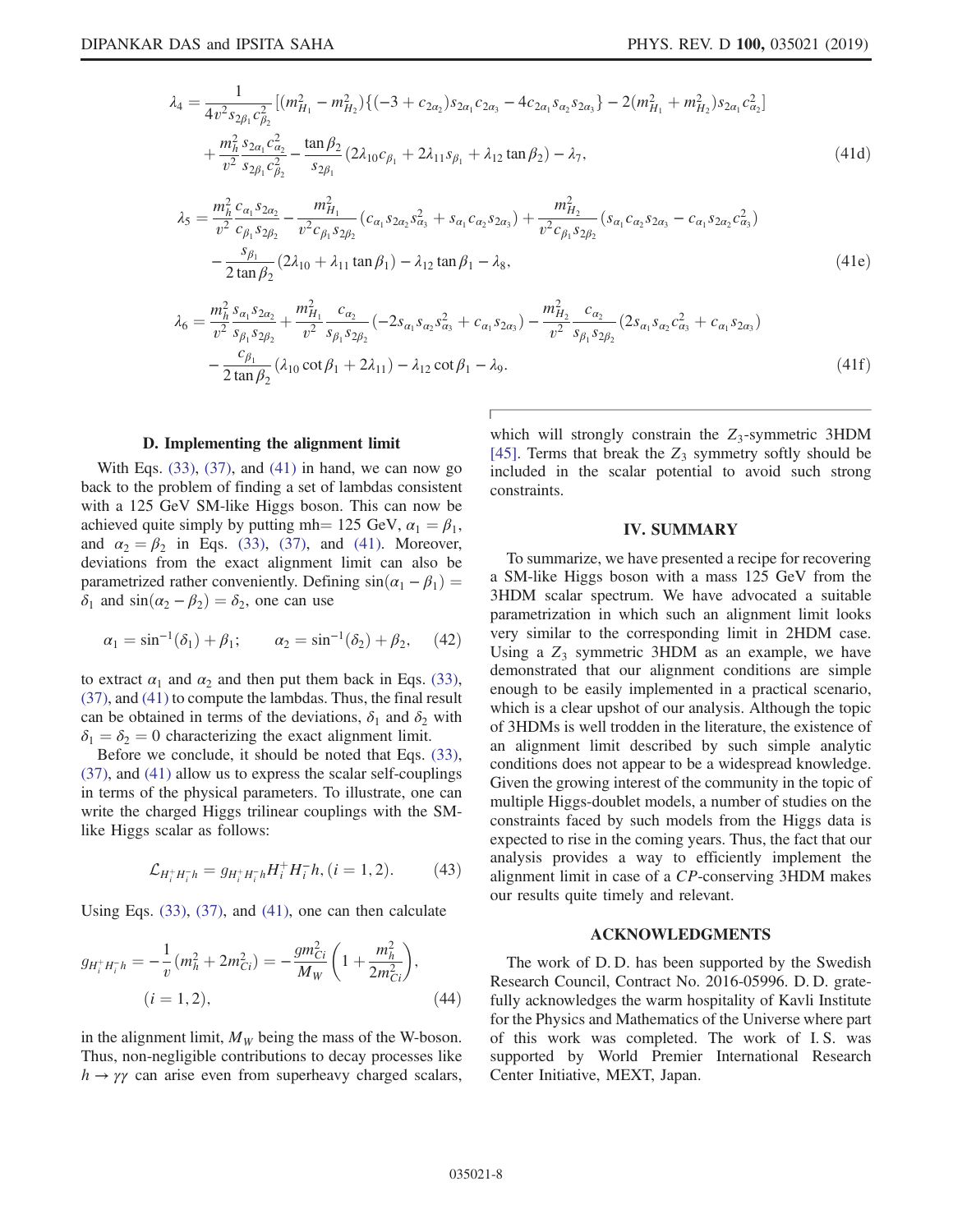$$\lambda_4 = \frac{1}{4v^2 s_{2\beta_1} c_{\beta_2}^2}\left[(m_{H_1}^2 - m_{H_2}^2)\{(-3 + c_{2\alpha_2}) s_{2\alpha_1} c_{2\alpha_3} - 4 c_{2\alpha_1} s_{\alpha_2} s_{2\alpha_3}\} - 2(m_{H_1}^2 + m_{H_2}^2) s_{2\alpha_1} c_{\alpha_2}^2\right]$$
$$+ \frac{m_h^2}{v^2}\frac{s_{2\alpha_1} c_{\alpha_2}^2}{s_{2\beta_1} c_{\beta_2}^2} - \frac{\tan\beta_2}{s_{2\beta_1}}(2\lambda_{10} c_{\beta_1} + 2\lambda_{11} s_{\beta_1} + \lambda_{12}\tan\beta_2) - \lambda_7, \tag{41d}$$

$$\lambda_5 = \frac{m_h^2}{v^2}\frac{c_{\alpha_1} s_{2\alpha_2}}{c_{\beta_1} s_{2\beta_2}} - \frac{m_{H_1}^2}{v^2 c_{\beta_1} s_{2\beta_2}}(c_{\alpha_1} s_{2\alpha_2} s_{\alpha_3}^2 + s_{\alpha_1} c_{\alpha_2} s_{2\alpha_3}) + \frac{m_{H_2}^2}{v^2 c_{\beta_1} s_{2\beta_2}}(s_{\alpha_1} c_{\alpha_2} s_{2\alpha_3} - c_{\alpha_1} s_{2\alpha_2} c_{\alpha_3}^2)$$
$$- \frac{s_{\beta_1}}{2\tan\beta_2}(2\lambda_{10} + \lambda_{11}\tan\beta_1) - \lambda_{12}\tan\beta_1 - \lambda_8, \tag{41e}$$

$$\lambda_6 = \frac{m_h^2}{v^2}\frac{s_{\alpha_1} s_{2\alpha_2}}{s_{\beta_1} s_{2\beta_2}} + \frac{m_{H_1}^2}{v^2}\frac{c_{\alpha_2}}{s_{\beta_1} s_{2\beta_2}}(-2 s_{\alpha_1} s_{\alpha_2} s_{\alpha_3}^2 + c_{\alpha_1} s_{2\alpha_3}) - \frac{m_{H_2}^2}{v^2}\frac{c_{\alpha_2}}{s_{\beta_1} s_{2\beta_2}}(2 s_{\alpha_1} s_{\alpha_2} c_{\alpha_3}^2 + c_{\alpha_1} s_{2\alpha_3})$$
$$- \frac{c_{\beta_1}}{2\tan\beta_2}(\lambda_{10}\cot\beta_1 + 2\lambda_{11}) - \lambda_{12}\cot\beta_1 - \lambda_9. \tag{41f}$$

### D. Implementing the alignment limit

With Eqs. (33), (37), and (41) in hand, we can now go back to the problem of finding a set of lambdas consistent with a 125 GeV SM-like Higgs boson. This can now be achieved quite simply by putting mh= 125 GeV, $\alpha_1 = \beta_1$, and $\alpha_2 = \beta_2$ in Eqs. (33), (37), and (41). Moreover, deviations from the exact alignment limit can also be parametrized rather conveniently. Defining $\sin(\alpha_1 - \beta_1) = \delta_1$ and $\sin(\alpha_2 - \beta_2) = \delta_2$, one can use

$$\alpha_1 = \sin^{-1}(\delta_1) + \beta_1; \qquad \alpha_2 = \sin^{-1}(\delta_2) + \beta_2, \tag{42}$$

to extract $\alpha_1$ and $\alpha_2$ and then put them back in Eqs. (33), (37), and (41) to compute the lambdas. Thus, the final result can be obtained in terms of the deviations, $\delta_1$ and $\delta_2$ with $\delta_1 = \delta_2 = 0$ characterizing the exact alignment limit.

Before we conclude, it should be noted that Eqs. (33), (37), and (41) allow us to express the scalar self-couplings in terms of the physical parameters. To illustrate, one can write the charged Higgs trilinear couplings with the SM-like Higgs scalar as follows:

$$\mathcal{L}_{H_i^+ H_i^- h} = g_{H_i^+ H_i^- h} H_i^+ H_i^- h, \, (i = 1, 2). \tag{43}$$

Using Eqs. (33), (37), and (41), one can then calculate

$$g_{H_i^+ H_i^- h} = -\frac{1}{v}(m_h^2 + 2m_{Ci}^2) = -\frac{g m_{Ci}^2}{M_W}\left(1 + \frac{m_h^2}{2m_{Ci}^2}\right), \quad (i = 1, 2), \tag{44}$$

in the alignment limit, $M_W$ being the mass of the W-boson. Thus, non-negligible contributions to decay processes like $h \to \gamma\gamma$ can arise even from superheavy charged scalars, which will strongly constrain the $Z_3$-symmetric 3HDM [45]. Terms that break the $Z_3$ symmetry softly should be included in the scalar potential to avoid such strong constraints.

## IV. SUMMARY

To summarize, we have presented a recipe for recovering a SM-like Higgs boson with a mass 125 GeV from the 3HDM scalar spectrum. We have advocated a suitable parametrization in which such an alignment limit looks very similar to the corresponding limit in 2HDM case. Using a $Z_3$ symmetric 3HDM as an example, we have demonstrated that our alignment conditions are simple enough to be easily implemented in a practical scenario, which is a clear upshot of our analysis. Although the topic of 3HDMs is well trodden in the literature, the existence of an alignment limit described by such simple analytic conditions does not appear to be a widespread knowledge. Given the growing interest of the community in the topic of multiple Higgs-doublet models, a number of studies on the constraints faced by such models from the Higgs data is expected to rise in the coming years. Thus, the fact that our analysis provides a way to efficiently implement the alignment limit in case of a *CP*-conserving 3HDM makes our results quite timely and relevant.

## ACKNOWLEDGMENTS

The work of D. D. has been supported by the Swedish Research Council, Contract No. 2016-05996. D. D. gratefully acknowledges the warm hospitality of Kavli Institute for the Physics and Mathematics of the Universe where part of this work was completed. The work of I. S. was supported by World Premier International Research Center Initiative, MEXT, Japan.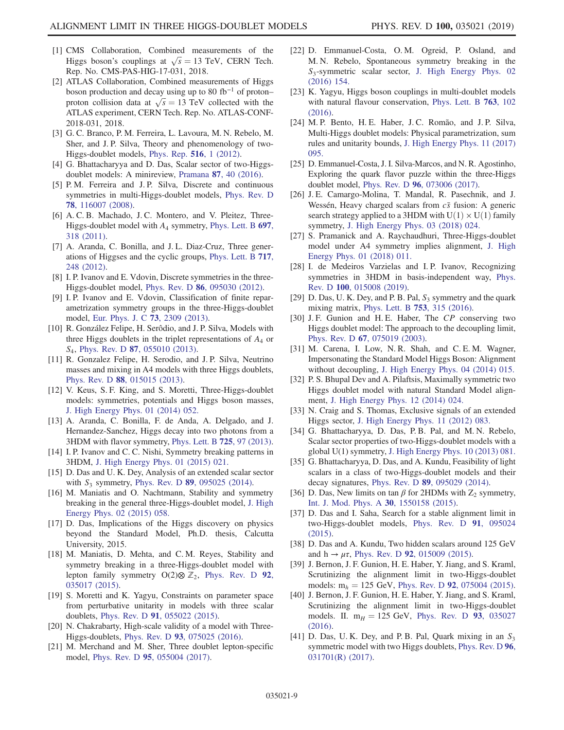[1] CMS Collaboration, Combined measurements of the Higgs boson's couplings at $\sqrt{s} = 13$ TeV, CERN Tech. Rep. No. CMS-PAS-HIG-17-031, 2018.

[2] ATLAS Collaboration, Combined measurements of Higgs boson production and decay using up to 80 $\text{fb}^{-1}$ of proton–proton collision data at $\sqrt{s} = 13$ TeV collected with the ATLAS experiment, CERN Tech. Rep. No. ATLAS-CONF-2018-031, 2018.

[3] G. C. Branco, P. M. Ferreira, L. Lavoura, M. N. Rebelo, M. Sher, and J. P. Silva, Theory and phenomenology of two-Higgs-doublet models, Phys. Rep. **516**, 1 (2012).

[4] G. Bhattacharyya and D. Das, Scalar sector of two-Higgs-doublet models: A minireview, Pramana **87**, 40 (2016).

[5] P. M. Ferreira and J. P. Silva, Discrete and continuous symmetries in multi-Higgs-doublet models, Phys. Rev. D **78**, 116007 (2008).

[6] A. C. B. Machado, J. C. Montero, and V. Pleitez, Three-Higgs-doublet model with $A_4$ symmetry, Phys. Lett. B **697**, 318 (2011).

[7] A. Aranda, C. Bonilla, and J. L. Diaz-Cruz, Three generations of Higgses and the cyclic groups, Phys. Lett. B **717**, 248 (2012).

[8] I. P. Ivanov and E. Vdovin, Discrete symmetries in the three-Higgs-doublet model, Phys. Rev. D **86**, 095030 (2012).

[9] I. P. Ivanov and E. Vdovin, Classification of finite reparametrization symmetry groups in the three-Higgs-doublet model, Eur. Phys. J. C **73**, 2309 (2013).

[10] R. González Felipe, H. Serôdio, and J. P. Silva, Models with three Higgs doublets in the triplet representations of $A_4$ or $S_4$, Phys. Rev. D **87**, 055010 (2013).

[11] R. Gonzalez Felipe, H. Serodio, and J. P. Silva, Neutrino masses and mixing in A4 models with three Higgs doublets, Phys. Rev. D **88**, 015015 (2013).

[12] V. Keus, S. F. King, and S. Moretti, Three-Higgs-doublet models: symmetries, potentials and Higgs boson masses, J. High Energy Phys. 01 (2014) 052.

[13] A. Aranda, C. Bonilla, F. de Anda, A. Delgado, and J. Hernandez-Sanchez, Higgs decay into two photons from a 3HDM with flavor symmetry, Phys. Lett. B **725**, 97 (2013).

[14] I. P. Ivanov and C. C. Nishi, Symmetry breaking patterns in 3HDM, J. High Energy Phys. 01 (2015) 021.

[15] D. Das and U. K. Dey, Analysis of an extended scalar sector with $S_3$ symmetry, Phys. Rev. D **89**, 095025 (2014).

[16] M. Maniatis and O. Nachtmann, Stability and symmetry breaking in the general three-Higgs-doublet model, J. High Energy Phys. 02 (2015) 058.

[17] D. Das, Implications of the Higgs discovery on physics beyond the Standard Model, Ph.D. thesis, Calcutta University, 2015.

[18] M. Maniatis, D. Mehta, and C. M. Reyes, Stability and symmetry breaking in a three-Higgs-doublet model with lepton family symmetry O(2)⊗ $\mathbb{Z}_2$, Phys. Rev. D **92**, 035017 (2015).

[19] S. Moretti and K. Yagyu, Constraints on parameter space from perturbative unitarity in models with three scalar doublets, Phys. Rev. D **91**, 055022 (2015).

[20] N. Chakrabarty, High-scale validity of a model with Three-Higgs-doublets, Phys. Rev. D **93**, 075025 (2016).

[21] M. Merchand and M. Sher, Three doublet lepton-specific model, Phys. Rev. D **95**, 055004 (2017).

[22] D. Emmanuel-Costa, O. M. Ogreid, P. Osland, and M. N. Rebelo, Spontaneous symmetry breaking in the $S_3$-symmetric scalar sector, J. High Energy Phys. 02 (2016) 154.

[23] K. Yagyu, Higgs boson couplings in multi-doublet models with natural flavour conservation, Phys. Lett. B **763**, 102 (2016).

[24] M. P. Bento, H. E. Haber, J. C. Romão, and J. P. Silva, Multi-Higgs doublet models: Physical parametrization, sum rules and unitarity bounds, J. High Energy Phys. 11 (2017) 095.

[25] D. Emmanuel-Costa, J. I. Silva-Marcos, and N. R. Agostinho, Exploring the quark flavor puzzle within the three-Higgs doublet model, Phys. Rev. D **96**, 073006 (2017).

[26] J. E. Camargo-Molina, T. Mandal, R. Pasechnik, and J. Wessén, Heavy charged scalars from $c\bar{s}$ fusion: A generic search strategy applied to a 3HDM with U(1) × U(1) family symmetry, J. High Energy Phys. 03 (2018) 024.

[27] S. Pramanick and A. Raychaudhuri, Three-Higgs-doublet model under A4 symmetry implies alignment, J. High Energy Phys. 01 (2018) 011.

[28] I. de Medeiros Varzielas and I. P. Ivanov, Recognizing symmetries in 3HDM in basis-independent way, Phys. Rev. D **100**, 015008 (2019).

[29] D. Das, U. K. Dey, and P. B. Pal, $S_3$ symmetry and the quark mixing matrix, Phys. Lett. B **753**, 315 (2016).

[30] J. F. Gunion and H. E. Haber, The *CP* conserving two Higgs doublet model: The approach to the decoupling limit, Phys. Rev. D **67**, 075019 (2003).

[31] M. Carena, I. Low, N. R. Shah, and C. E. M. Wagner, Impersonating the Standard Model Higgs Boson: Alignment without decoupling, J. High Energy Phys. 04 (2014) 015.

[32] P. S. Bhupal Dev and A. Pilaftsis, Maximally symmetric two Higgs doublet model with natural Standard Model alignment, J. High Energy Phys. 12 (2014) 024.

[33] N. Craig and S. Thomas, Exclusive signals of an extended Higgs sector, J. High Energy Phys. 11 (2012) 083.

[34] G. Bhattacharyya, D. Das, P. B. Pal, and M. N. Rebelo, Scalar sector properties of two-Higgs-doublet models with a global U(1) symmetry, J. High Energy Phys. 10 (2013) 081.

[35] G. Bhattacharyya, D. Das, and A. Kundu, Feasibility of light scalars in a class of two-Higgs-doublet models and their decay signatures, Phys. Rev. D **89**, 095029 (2014).

[36] D. Das, New limits on $\tan\beta$ for 2HDMs with $Z_2$ symmetry, Int. J. Mod. Phys. A **30**, 1550158 (2015).

[37] D. Das and I. Saha, Search for a stable alignment limit in two-Higgs-doublet models, Phys. Rev. D **91**, 095024 (2015).

[38] D. Das and A. Kundu, Two hidden scalars around 125 GeV and $h \to \mu\tau$, Phys. Rev. D **92**, 015009 (2015).

[39] J. Bernon, J. F. Gunion, H. E. Haber, Y. Jiang, and S. Kraml, Scrutinizing the alignment limit in two-Higgs-doublet models: $m_h = 125$ GeV, Phys. Rev. D **92**, 075004 (2015).

[40] J. Bernon, J. F. Gunion, H. E. Haber, Y. Jiang, and S. Kraml, Scrutinizing the alignment limit in two-Higgs-doublet models. II. $m_H = 125$ GeV, Phys. Rev. D **93**, 035027 (2016).

[41] D. Das, U. K. Dey, and P. B. Pal, Quark mixing in an $S_3$ symmetric model with two Higgs doublets, Phys. Rev. D **96**, 031701(R) (2017).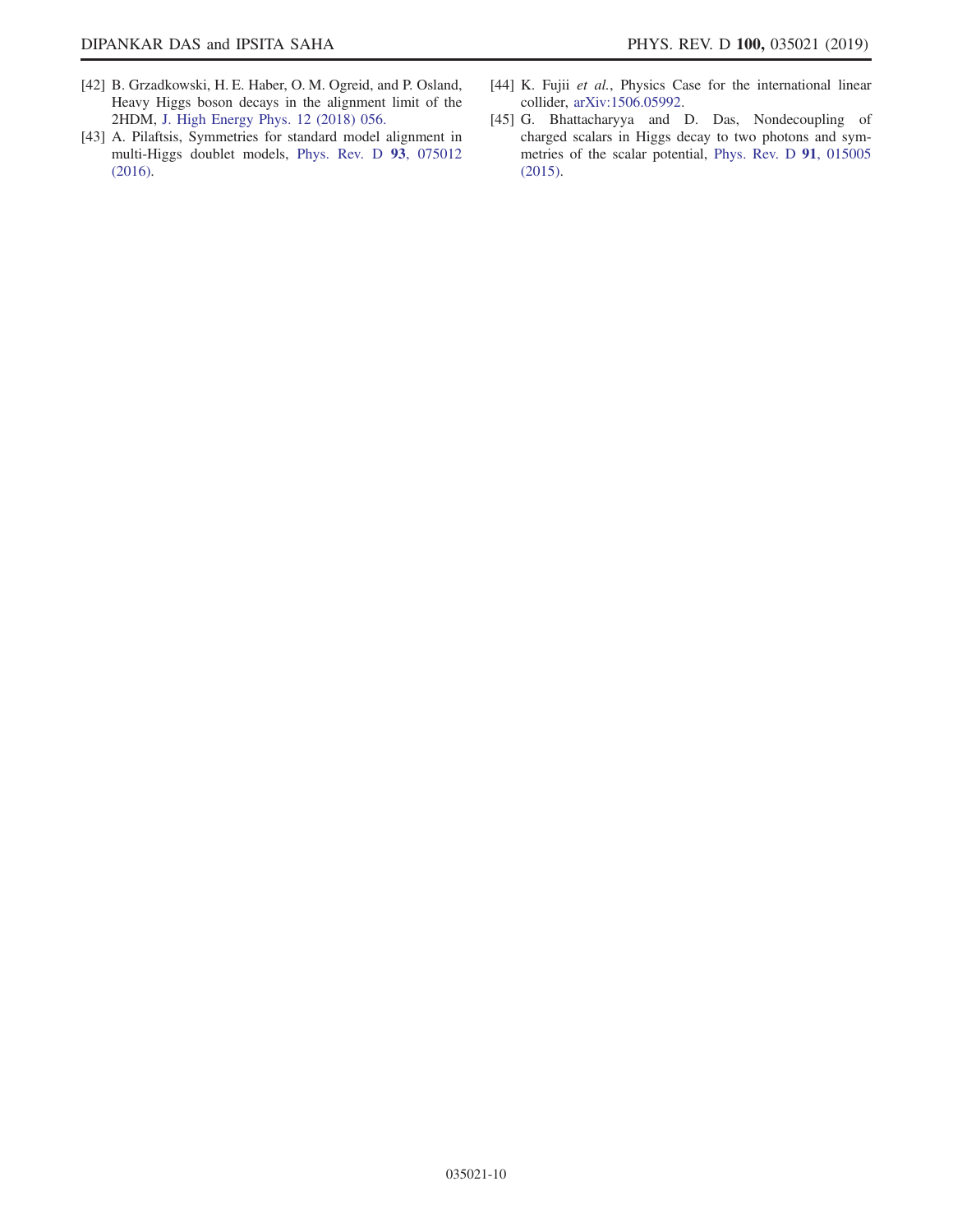[42] B. Grzadkowski, H. E. Haber, O. M. Ogreid, and P. Osland, Heavy Higgs boson decays in the alignment limit of the 2HDM, J. High Energy Phys. 12 (2018) 056.

[43] A. Pilaftsis, Symmetries for standard model alignment in multi-Higgs doublet models, Phys. Rev. D **93**, 075012 (2016).

[44] K. Fujii *et al.*, Physics Case for the international linear collider, arXiv:1506.05992.

[45] G. Bhattacharyya and D. Das, Nondecoupling of charged scalars in Higgs decay to two photons and symmetries of the scalar potential, Phys. Rev. D **91**, 015005 (2015).